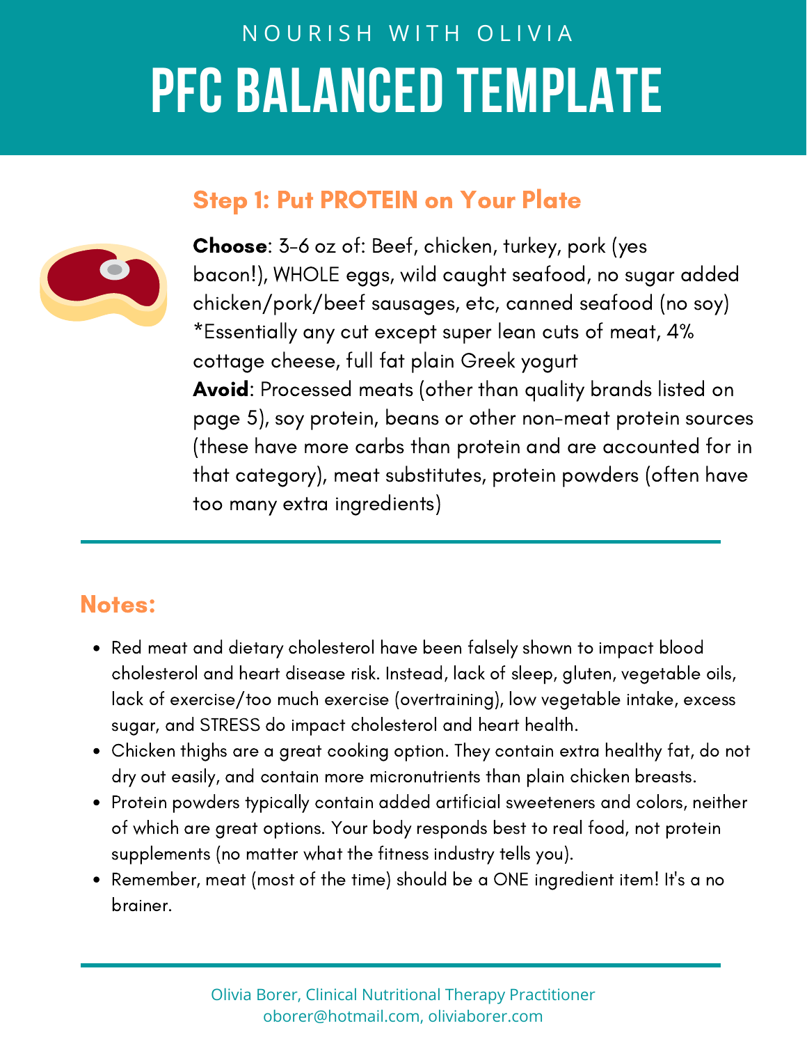NOURISH WITH OLIVIA

# PFC BALANCED TEMPLATE

## Step 1: Put PROTEIN on Your Plate

**Choose**: 3-6 oz of: Beef, chicken, turkey, pork (yes bacon!), WHOLE eggs, wild caught seafood, no sugar added chicken/pork/beef sausages, etc, canned seafood (no soy) *Essentially any cut except super lean cuts of meat, 4% cottage cheese, full fat plain Greek yogurt

**Avoid**: Processed meats (other than quality brands listed on page 5), soy protein, beans or other non-meat protein sources (these have more carbs than protein and are accounted for in that category), meat substitutes, protein powders (often have too many extra ingredients)

---

## Notes:

- Red meat and dietary cholesterol have been falsely shown to impact blood cholesterol and heart disease risk. Instead, lack of sleep, gluten, vegetable oils, lack of exercise/too much exercise (overtraining), low vegetable intake, excess sugar, and STRESS do impact cholesterol and heart health.
- Chicken thighs are a great cooking option. They contain extra healthy fat, do not dry out easily, and contain more micronutrients than plain chicken breasts.
- Protein powders typically contain added artificial sweeteners and colors, neither of which are great options. Your body responds best to real food, not protein supplements (no matter what the fitness industry tells you).
- Remember, meat (most of the time) should be a ONE ingredient item! It's a no brainer.

---

Olivia Borer, Clinical Nutritional Therapy Practitioner
oborer@hotmail.com, oliviaborer.com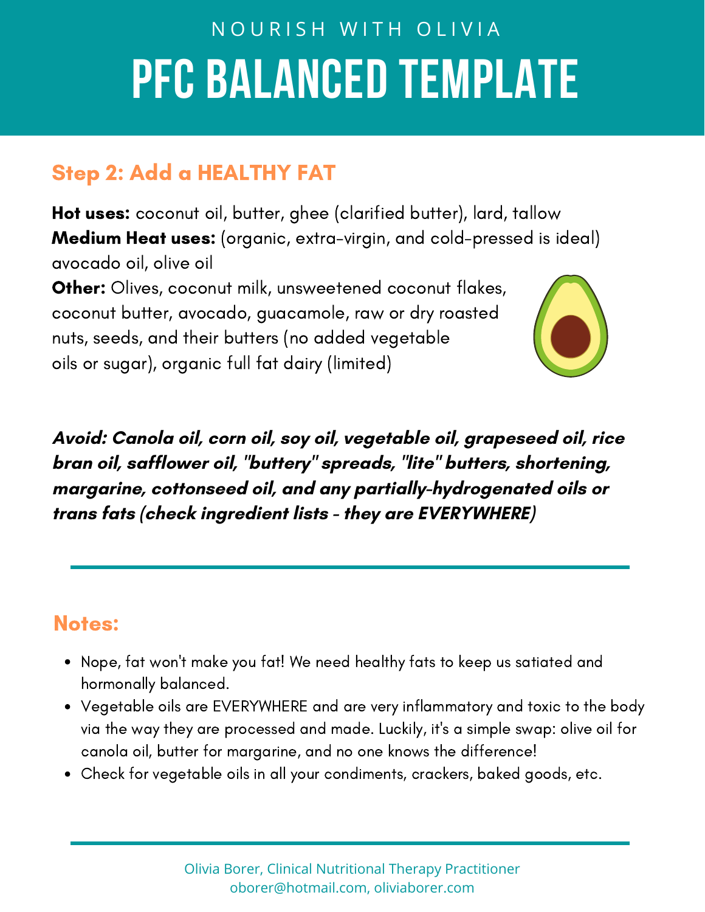NOURISH WITH OLIVIA

# PFC BALANCED TEMPLATE

## Step 2: Add a HEALTHY FAT

**Hot uses:** coconut oil, butter, ghee (clarified butter), lard, tallow
**Medium Heat uses:** (organic, extra-virgin, and cold-pressed is ideal) avocado oil, olive oil
**Other:** Olives, coconut milk, unsweetened coconut flakes, coconut butter, avocado, guacamole, raw or dry roasted nuts, seeds, and their butters (no added vegetable oils or sugar), organic full fat dairy (limited)

***Avoid: Canola oil, corn oil, soy oil, vegetable oil, grapeseed oil, rice bran oil, safflower oil, "buttery" spreads, "lite" butters, shortening, margarine, cottonseed oil, and any partially-hydrogenated oils or trans fats (check ingredient lists - they are EVERYWHERE)***

---

## Notes:

- Nope, fat won't make you fat! We need healthy fats to keep us satiated and hormonally balanced.
- Vegetable oils are EVERYWHERE and are very inflammatory and toxic to the body via the way they are processed and made. Luckily, it's a simple swap: olive oil for canola oil, butter for margarine, and no one knows the difference!
- Check for vegetable oils in all your condiments, crackers, baked goods, etc.

---

Olivia Borer, Clinical Nutritional Therapy Practitioner
oborer@hotmail.com, oliviaborer.com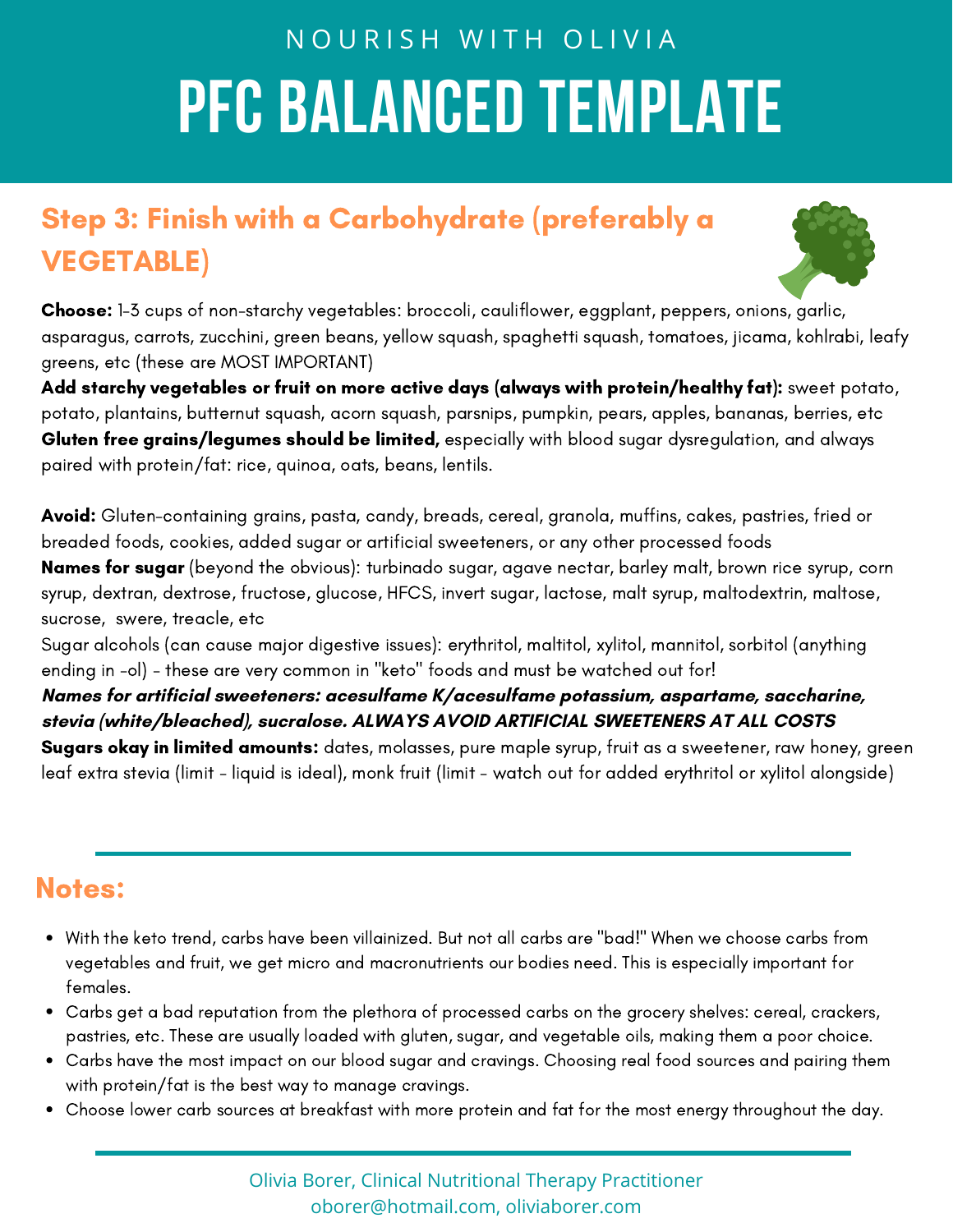NOURISH WITH OLIVIA

# PFC BALANCED TEMPLATE

## Step 3: Finish with a Carbohydrate (preferably a VEGETABLE)

**Choose:** 1-3 cups of non-starchy vegetables: broccoli, cauliflower, eggplant, peppers, onions, garlic, asparagus, carrots, zucchini, green beans, yellow squash, spaghetti squash, tomatoes, jicama, kohlrabi, leafy greens, etc (these are MOST IMPORTANT)
**Add starchy vegetables or fruit on more active days (always with protein/healthy fat):** sweet potato, potato, plantains, butternut squash, acorn squash, parsnips, pumpkin, pears, apples, bananas, berries, etc
**Gluten free grains/legumes should be limited,** especially with blood sugar dysregulation, and always paired with protein/fat: rice, quinoa, oats, beans, lentils.

**Avoid:** Gluten-containing grains, pasta, candy, breads, cereal, granola, muffins, cakes, pastries, fried or breaded foods, cookies, added sugar or artificial sweeteners, or any other processed foods
**Names for sugar** (beyond the obvious): turbinado sugar, agave nectar, barley malt, brown rice syrup, corn syrup, dextran, dextrose, fructose, glucose, HFCS, invert sugar, lactose, malt syrup, maltodextrin, maltose, sucrose, swere, treacle, etc
Sugar alcohols (can cause major digestive issues): erythritol, maltitol, xylitol, mannitol, sorbitol (anything ending in -ol) - these are very common in "keto" foods and must be watched out for!
***Names for artificial sweeteners: acesulfame K/acesulfame potassium, aspartame, saccharine, stevia (white/bleached), sucralose. ALWAYS AVOID ARTIFICIAL SWEETENERS AT ALL COSTS***
**Sugars okay in limited amounts:** dates, molasses, pure maple syrup, fruit as a sweetener, raw honey, green leaf extra stevia (limit - liquid is ideal), monk fruit (limit - watch out for added erythritol or xylitol alongside)

## Notes:

- With the keto trend, carbs have been villainized. But not all carbs are "bad!" When we choose carbs from vegetables and fruit, we get micro and macronutrients our bodies need. This is especially important for females.
- Carbs get a bad reputation from the plethora of processed carbs on the grocery shelves: cereal, crackers, pastries, etc. These are usually loaded with gluten, sugar, and vegetable oils, making them a poor choice.
- Carbs have the most impact on our blood sugar and cravings. Choosing real food sources and pairing them with protein/fat is the best way to manage cravings.
- Choose lower carb sources at breakfast with more protein and fat for the most energy throughout the day.

Olivia Borer, Clinical Nutritional Therapy Practitioner
oborer@hotmail.com, oliviaborer.com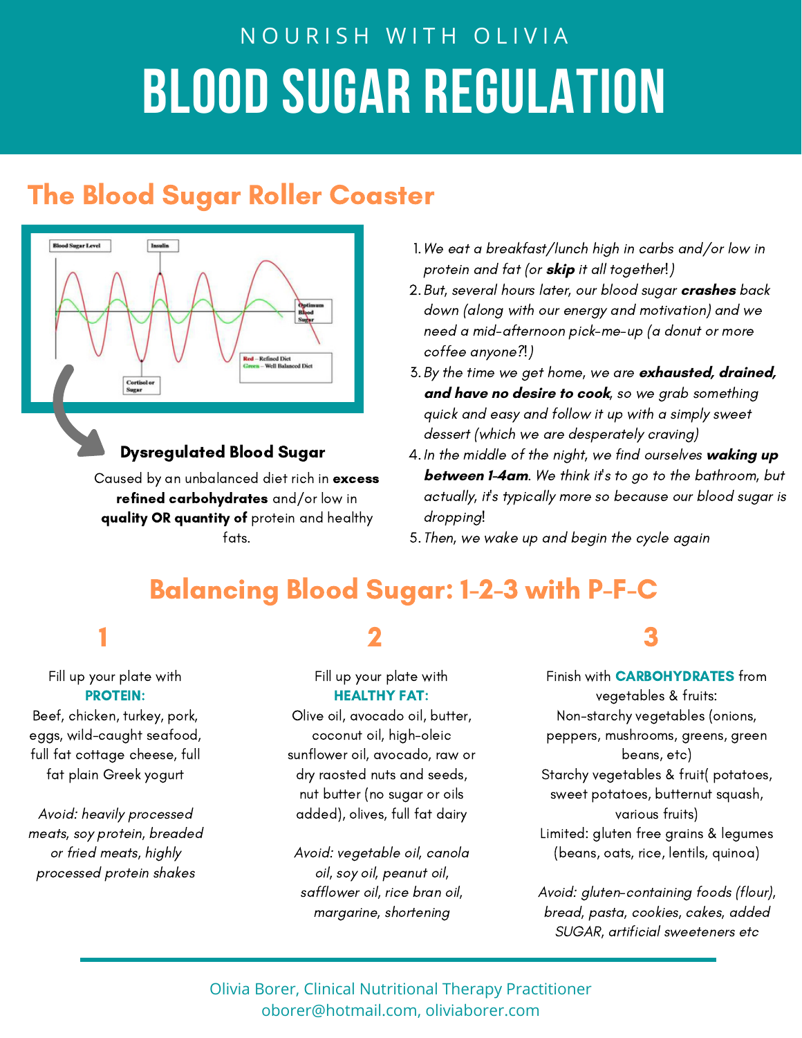NOURISH WITH OLIVIA

# BLOOD SUGAR REGULATION

## The Blood Sugar Roller Coaster

**Dysregulated Blood Sugar**

Caused by an unbalanced diet rich in **excess refined carbohydrates** and/or low in **quality OR quantity of** protein and healthy fats.

1. *We eat a breakfast/lunch high in carbs and/or low in protein and fat (or **skip** it all together!)*
2. *But, several hours later, our blood sugar **crashes** back down (along with our energy and motivation) and we need a mid-afternoon pick-me-up (a donut or more coffee anyone?!)*
3. *By the time we get home, we are **exhausted, drained, and have no desire to cook**, so we grab something quick and easy and follow it up with a simply sweet dessert (which we are desperately craving)*
4. *In the middle of the night, we find ourselves **waking up between 1-4am**. We think it's to go to the bathroom, but actually, it's typically more so because our blood sugar is dropping!*
5. *Then, we wake up and begin the cycle again*

## Balancing Blood Sugar: 1-2-3 with P-F-C

### 1

Fill up your plate with **PROTEIN:**
Beef, chicken, turkey, pork, eggs, wild-caught seafood, full fat cottage cheese, full fat plain Greek yogurt

*Avoid: heavily processed meats, soy protein, breaded or fried meats, highly processed protein shakes*

### 2

Fill up your plate with **HEALTHY FAT:**
Olive oil, avocado oil, butter, coconut oil, high-oleic sunflower oil, avocado, raw or dry raosted nuts and seeds, nut butter (no sugar or oils added), olives, full fat dairy

*Avoid: vegetable oil, canola oil, soy oil, peanut oil, safflower oil, rice bran oil, margarine, shortening*

### 3

Finish with **CARBOHYDRATES** from vegetables & fruits:
Non-starchy vegetables (onions, peppers, mushrooms, greens, green beans, etc)
Starchy vegetables & fruit( potatoes, sweet potatoes, butternut squash, various fruits)
Limited: gluten free grains & legumes (beans, oats, rice, lentils, quinoa)

*Avoid: gluten-containing foods (flour), bread, pasta, cookies, cakes, added SUGAR, artificial sweeteners etc*

---

Olivia Borer, Clinical Nutritional Therapy Practitioner
oborer@hotmail.com, oliviaborer.com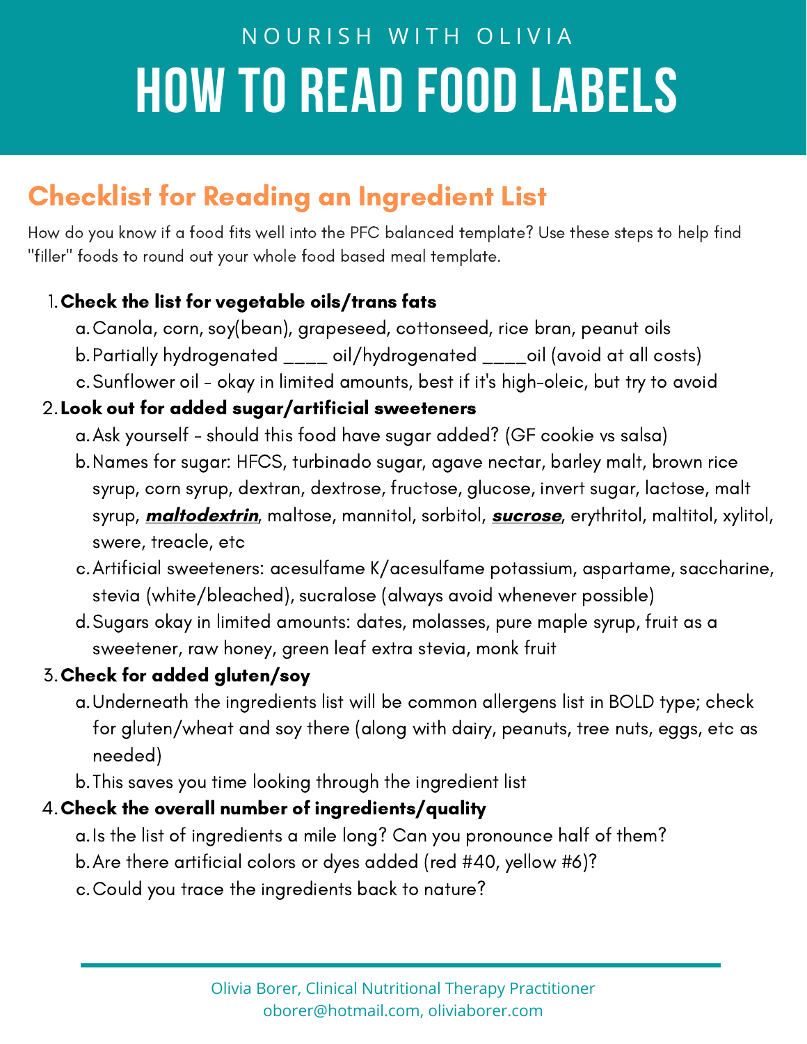NOURISH WITH OLIVIA

# HOW TO READ FOOD LABELS

## Checklist for Reading an Ingredient List

How do you know if a food fits well into the PFC balanced template? Use these steps to help find "filler" foods to round out your whole food based meal template.

1. **Check the list for vegetable oils/trans fats**
   a. Canola, corn, soy(bean), grapeseed, cottonseed, rice bran, peanut oils
   b. Partially hydrogenated ____ oil/hydrogenated ____oil (avoid at all costs)
   c. Sunflower oil - okay in limited amounts, best if it's high-oleic, but try to avoid
2. **Look out for added sugar/artificial sweeteners**
   a. Ask yourself - should this food have sugar added? (GF cookie vs salsa)
   b. Names for sugar: HFCS, turbinado sugar, agave nectar, barley malt, brown rice syrup, corn syrup, dextran, dextrose, fructose, glucose, invert sugar, lactose, malt syrup, ***maltodextrin***, maltose, mannitol, sorbitol, ***sucrose***, erythritol, maltitol, xylitol, swere, treacle, etc
   c. Artificial sweeteners: acesulfame K/acesulfame potassium, aspartame, saccharine, stevia (white/bleached), sucralose (always avoid whenever possible)
   d. Sugars okay in limited amounts: dates, molasses, pure maple syrup, fruit as a sweetener, raw honey, green leaf extra stevia, monk fruit
3. **Check for added gluten/soy**
   a. Underneath the ingredients list will be common allergens list in BOLD type; check for gluten/wheat and soy there (along with dairy, peanuts, tree nuts, eggs, etc as needed)
   b. This saves you time looking through the ingredient list
4. **Check the overall number of ingredients/quality**
   a. Is the list of ingredients a mile long? Can you pronounce half of them?
   b. Are there artificial colors or dyes added (red #40, yellow #6)?
   c. Could you trace the ingredients back to nature?

Olivia Borer, Clinical Nutritional Therapy Practitioner
oborer@hotmail.com, oliviaborer.com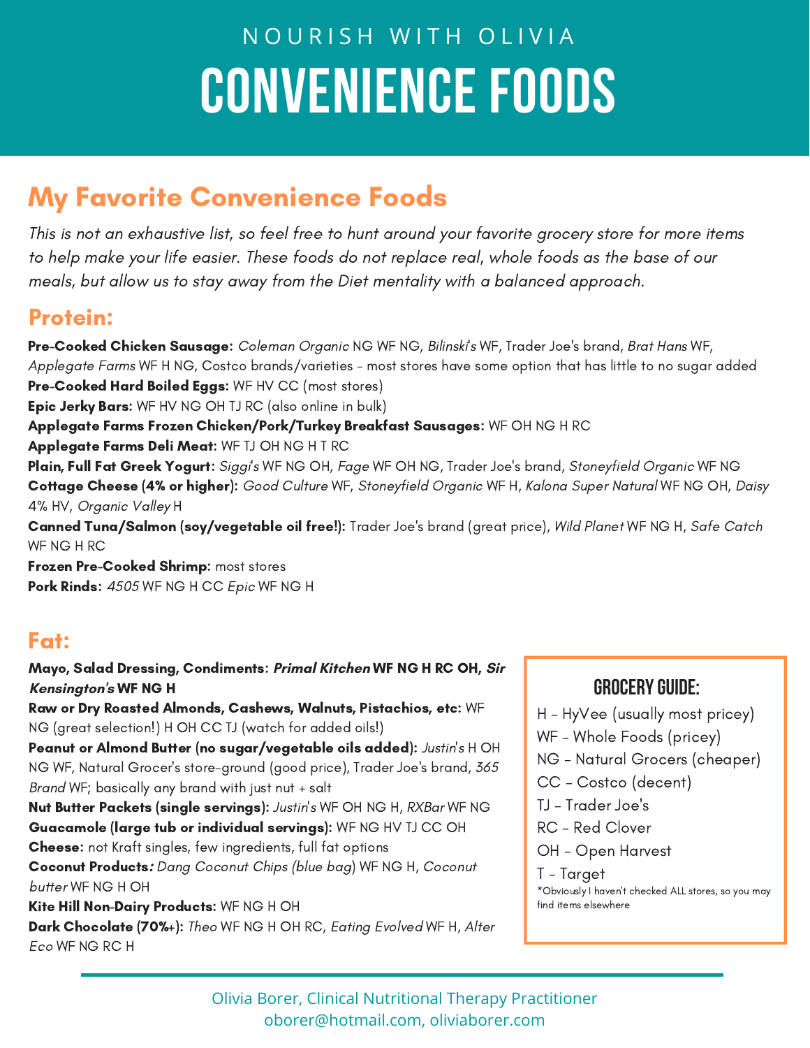NOURISH WITH OLIVIA

# CONVENIENCE FOODS

## My Favorite Convenience Foods

*This is not an exhaustive list, so feel free to hunt around your favorite grocery store for more items to help make your life easier. These foods do not replace real, whole foods as the base of our meals, but allow us to stay away from the Diet mentality with a balanced approach.*

### Protein:

**Pre-Cooked Chicken Sausage:** *Coleman Organic* NG WF NG, *Bilinski's* WF, Trader Joe's brand, *Brat Hans* WF, *Applegate Farms* WF H NG, Costco brands/varieties - most stores have some option that has little to no sugar added
**Pre-Cooked Hard Boiled Eggs:** WF HV CC (most stores)
**Epic Jerky Bars:** WF HV NG OH TJ RC (also online in bulk)
**Applegate Farms Frozen Chicken/Pork/Turkey Breakfast Sausages:** WF OH NG H RC
**Applegate Farms Deli Meat:** WF TJ OH NG H T RC
**Plain, Full Fat Greek Yogurt:** *Siggi's* WF NG OH, *Fage* WF OH NG, Trader Joe's brand, *Stoneyfield Organic* WF NG
**Cottage Cheese (4% or higher):** *Good Culture* WF, *Stoneyfield Organic* WF H, *Kalona Super Natural* WF NG OH, *Daisy* 4% HV, *Organic Valley* H
**Canned Tuna/Salmon (soy/vegetable oil free!):** Trader Joe's brand (great price), *Wild Planet* WF NG H, *Safe Catch* WF NG H RC
**Frozen Pre-Cooked Shrimp:** most stores
**Pork Rinds:** *4505* WF NG H CC *Epic* WF NG H

### Fat:

**Mayo, Salad Dressing, Condiments:** ***Primal Kitchen* WF NG H RC OH, *Sir Kensington's* WF NG H**
**Raw or Dry Roasted Almonds, Cashews, Walnuts, Pistachios, etc:** WF NG (great selection!) H OH CC TJ (watch for added oils!)
**Peanut or Almond Butter (no sugar/vegetable oils added):** *Justin's* H OH NG WF, Natural Grocer's store-ground (good price), Trader Joe's brand, *365 Brand* WF; basically any brand with just nut + salt
**Nut Butter Packets (single servings):** *Justin's* WF OH NG H, *RXBar* WF NG
**Guacamole (large tub or individual servings):** WF NG HV TJ CC OH
**Cheese:** not Kraft singles, few ingredients, full fat options
**Coconut Products***:* *Dang Coconut Chips (blue bag)* WF NG H, *Coconut butter* WF NG H OH
**Kite Hill Non-Dairy Products:** WF NG H OH
**Dark Chocolate (70%+):** *Theo* WF NG H OH RC, *Eating Evolved* WF H, *Alter Eco* WF NG RC H

### GROCERY GUIDE:

H - HyVee (usually most pricey)
WF - Whole Foods (pricey)
NG - Natural Grocers (cheaper)
CC - Costco (decent)
TJ - Trader Joe's
RC - Red Clover
OH - Open Harvest
T - Target
*Obviously I haven't checked ALL stores, so you may find items elsewhere

Olivia Borer, Clinical Nutritional Therapy Practitioner
oborer@hotmail.com, oliviaborer.com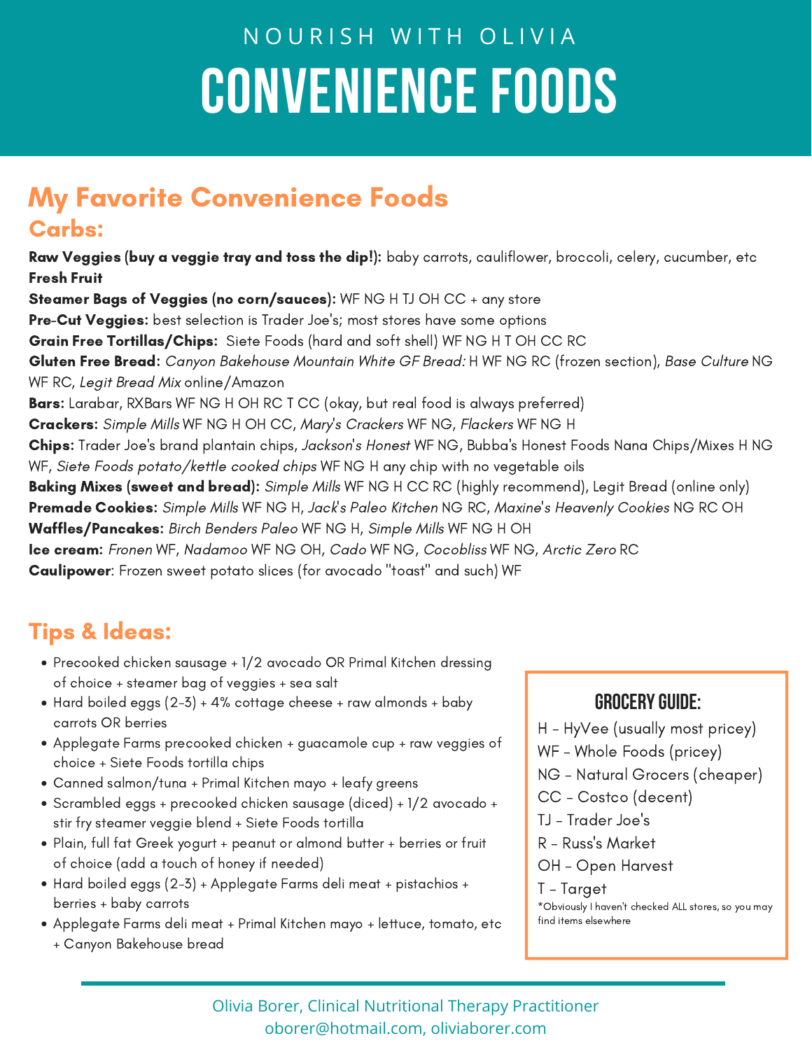NOURISH WITH OLIVIA

# CONVENIENCE FOODS

## My Favorite Convenience Foods

### Carbs:

**Raw Veggies (buy a veggie tray and toss the dip!):** baby carrots, cauliflower, broccoli, celery, cucumber, etc
**Fresh Fruit**
**Steamer Bags of Veggies (no corn/sauces):** WF NG H TJ OH CC + any store
**Pre-Cut Veggies:** best selection is Trader Joe's; most stores have some options
**Grain Free Tortillas/Chips:** Siete Foods (hard and soft shell) WF NG H T OH CC RC
**Gluten Free Bread:** *Canyon Bakehouse Mountain White GF Bread:* H WF NG RC (frozen section), *Base Culture* NG WF RC, *Legit Bread Mix* online/Amazon
**Bars:** Larabar, RXBars WF NG H OH RC T CC (okay, but real food is always preferred)
**Crackers:** *Simple Mills* WF NG H OH CC, *Mary's Crackers* WF NG, *Flackers* WF NG H
**Chips:** Trader Joe's brand plantain chips, *Jackson's Honest* WF NG, Bubba's Honest Foods Nana Chips/Mixes H NG WF, *Siete Foods potato/kettle cooked chips* WF NG H any chip with no vegetable oils
**Baking Mixes (sweet and bread):** *Simple Mills* WF NG H CC RC (highly recommend), Legit Bread (online only)
**Premade Cookies:** *Simple Mills* WF NG H, *Jack's Paleo Kitchen* NG RC, *Maxine's Heavenly Cookies* NG RC OH
**Waffles/Pancakes:** *Birch Benders Paleo* WF NG H, *Simple Mills* WF NG H OH
**Ice cream:** *Fronen* WF, *Nadamoo* WF NG OH, *Cado* WF NG, *Cocobliss* WF NG, *Arctic Zero* RC
**Caulipower**: Frozen sweet potato slices (for avocado "toast" and such) WF

### Tips & Ideas:

- Precooked chicken sausage + 1/2 avocado OR Primal Kitchen dressing of choice + steamer bag of veggies + sea salt
- Hard boiled eggs (2-3) + 4% cottage cheese + raw almonds + baby carrots OR berries
- Applegate Farms precooked chicken + guacamole cup + raw veggies of choice + Siete Foods tortilla chips
- Canned salmon/tuna + Primal Kitchen mayo + leafy greens
- Scrambled eggs + precooked chicken sausage (diced) + 1/2 avocado + stir fry steamer veggie blend + Siete Foods tortilla
- Plain, full fat Greek yogurt + peanut or almond butter + berries or fruit of choice (add a touch of honey if needed)
- Hard boiled eggs (2-3) + Applegate Farms deli meat + pistachios + berries + baby carrots
- Applegate Farms deli meat + Primal Kitchen mayo + lettuce, tomato, etc + Canyon Bakehouse bread

#### GROCERY GUIDE:

H - HyVee (usually most pricey)
WF - Whole Foods (pricey)
NG - Natural Grocers (cheaper)
CC - Costco (decent)
TJ - Trader Joe's
R - Russ's Market
OH - Open Harvest
T - Target

*Obviously I haven't checked ALL stores, so you may find items elsewhere

Olivia Borer, Clinical Nutritional Therapy Practitioner
oborer@hotmail.com, oliviaborer.com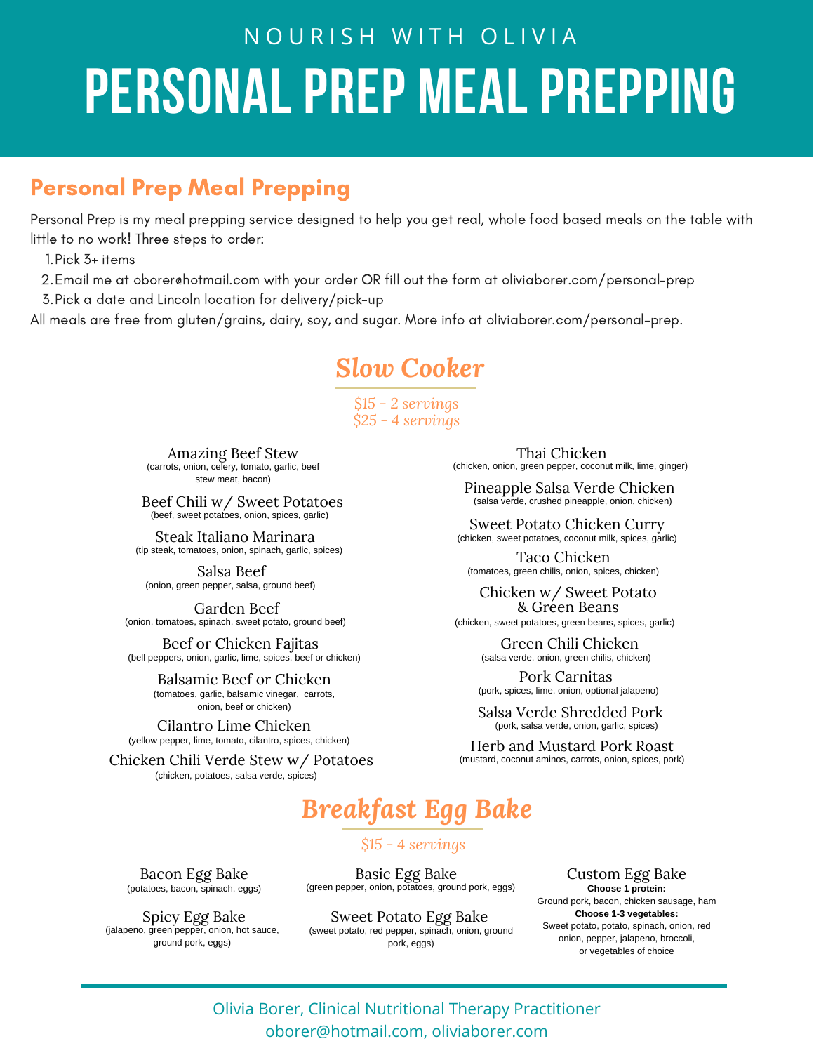NOURISH WITH OLIVIA

# PERSONAL PREP MEAL PREPPING

## Personal Prep Meal Prepping

Personal Prep is my meal prepping service designed to help you get real, whole food based meals on the table with little to no work! Three steps to order:

1. Pick 3+ items
2. Email me at oborer@hotmail.com with your order OR fill out the form at oliviaborer.com/personal-prep
3. Pick a date and Lincoln location for delivery/pick-up

All meals are free from gluten/grains, dairy, soy, and sugar. More info at oliviaborer.com/personal-prep.

## *Slow Cooker*

*$15 - 2 servings*
*$25 - 4 servings*

**Amazing Beef Stew**
(carrots, onion, celery, tomato, garlic, beef stew meat, bacon)

**Beef Chili w/ Sweet Potatoes**
(beef, sweet potatoes, onion, spices, garlic)

**Steak Italiano Marinara**
(tip steak, tomatoes, onion, spinach, garlic, spices)

**Salsa Beef**
(onion, green pepper, salsa, ground beef)

**Garden Beef**
(onion, tomatoes, spinach, sweet potato, ground beef)

**Beef or Chicken Fajitas**
(bell peppers, onion, garlic, lime, spices, beef or chicken)

**Balsamic Beef or Chicken**
(tomatoes, garlic, balsamic vinegar, carrots, onion, beef or chicken)

**Cilantro Lime Chicken**
(yellow pepper, lime, tomato, cilantro, spices, chicken)

**Chicken Chili Verde Stew w/ Potatoes**
(chicken, potatoes, salsa verde, spices)

**Thai Chicken**
(chicken, onion, green pepper, coconut milk, lime, ginger)

**Pineapple Salsa Verde Chicken**
(salsa verde, crushed pineapple, onion, chicken)

**Sweet Potato Chicken Curry**
(chicken, sweet potatoes, coconut milk, spices, garlic)

**Taco Chicken**
(tomatoes, green chilis, onion, spices, chicken)

**Chicken w/ Sweet Potato & Green Beans**
(chicken, sweet potatoes, green beans, spices, garlic)

**Green Chili Chicken**
(salsa verde, onion, green chilis, chicken)

**Pork Carnitas**
(pork, spices, lime, onion, optional jalapeno)

**Salsa Verde Shredded Pork**
(pork, salsa verde, onion, garlic, spices)

**Herb and Mustard Pork Roast**
(mustard, coconut aminos, carrots, onion, spices, pork)

## *Breakfast Egg Bake*

*$15 - 4 servings*

**Bacon Egg Bake**
(potatoes, bacon, spinach, eggs)

**Spicy Egg Bake**
(jalapeno, green pepper, onion, hot sauce, ground pork, eggs)

**Basic Egg Bake**
(green pepper, onion, potatoes, ground pork, eggs)

**Sweet Potato Egg Bake**
(sweet potato, red pepper, spinach, onion, ground pork, eggs)

**Custom Egg Bake**
**Choose 1 protein:**
Ground pork, bacon, chicken sausage, ham
**Choose 1-3 vegetables:**
Sweet potato, potato, spinach, onion, red onion, pepper, jalapeno, broccoli, or vegetables of choice

---

Olivia Borer, Clinical Nutritional Therapy Practitioner
oborer@hotmail.com, oliviaborer.com